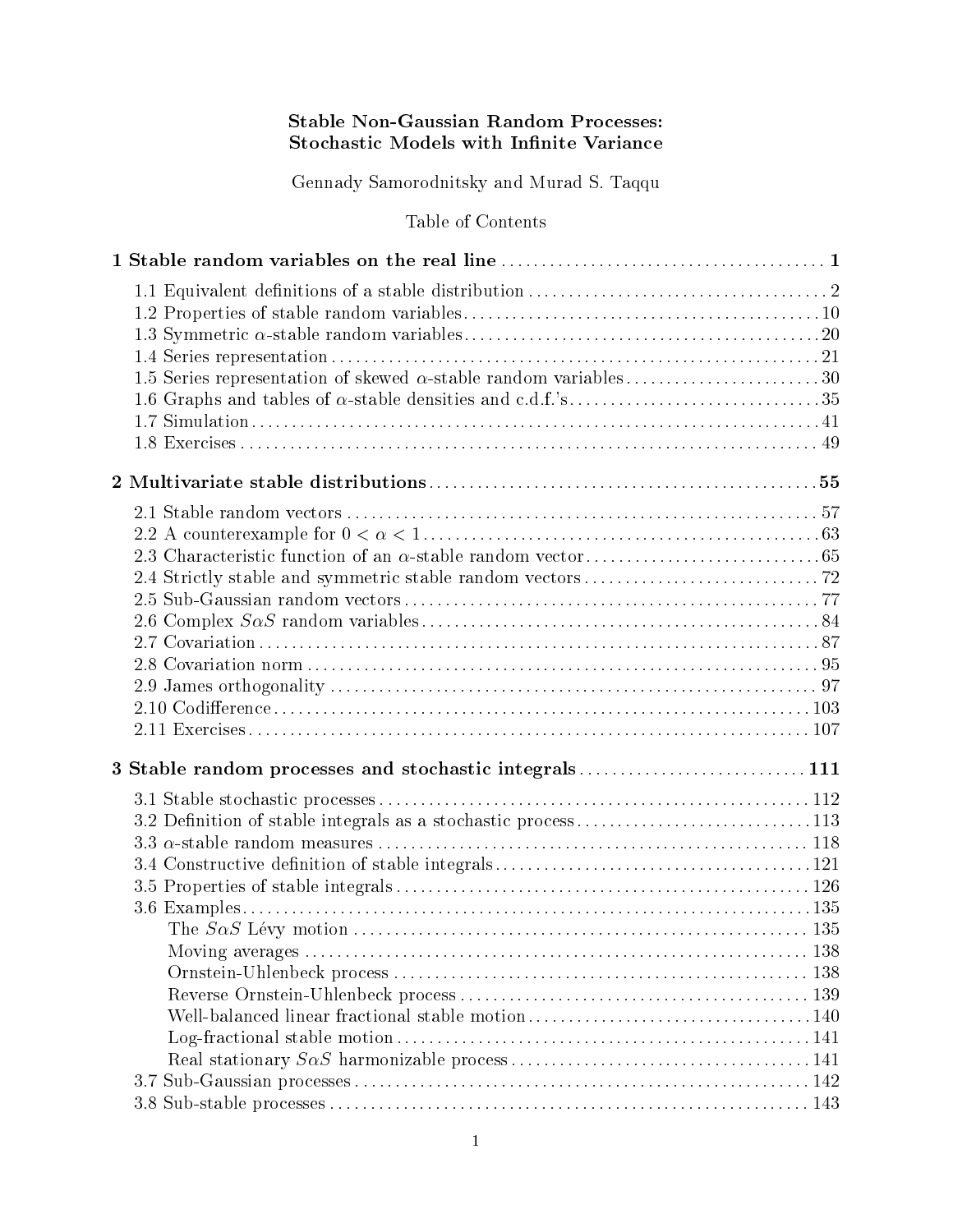**Stable Non-Gaussian Random Processes:**
**Stochastic Models with Infinite Variance**

Gennady Samorodnitsky and Murad S. Taqqu

Table of Contents

**1 Stable random variables on the real line** .......... **1**

- 1.1 Equivalent definitions of a stable distribution .......... 2
- 1.2 Properties of stable random variables .......... 10
- 1.3 Symmetric $\alpha$-stable random variables .......... 20
- 1.4 Series representation .......... 21
- 1.5 Series representation of skewed $\alpha$-stable random variables .......... 30
- 1.6 Graphs and tables of $\alpha$-stable densities and c.d.f.'s .......... 35
- 1.7 Simulation .......... 41
- 1.8 Exercises .......... 49

**2 Multivariate stable distributions** .......... **55**

- 2.1 Stable random vectors .......... 57
- 2.2 A counterexample for $0 < \alpha < 1$ .......... 63
- 2.3 Characteristic function of an $\alpha$-stable random vector .......... 65
- 2.4 Strictly stable and symmetric stable random vectors .......... 72
- 2.5 Sub-Gaussian random vectors .......... 77
- 2.6 Complex $S\alpha S$ random variables .......... 84
- 2.7 Covariation .......... 87
- 2.8 Covariation norm .......... 95
- 2.9 James orthogonality .......... 97
- 2.10 Codifference .......... 103
- 2.11 Exercises .......... 107

**3 Stable random processes and stochastic integrals** .......... **111**

- 3.1 Stable stochastic processes .......... 112
- 3.2 Definition of stable integrals as a stochastic process .......... 113
- 3.3 $\alpha$-stable random measures .......... 118
- 3.4 Constructive definition of stable integrals .......... 121
- 3.5 Properties of stable integrals .......... 126
- 3.6 Examples .......... 135
  - The $S\alpha S$ Lévy motion .......... 135
  - Moving averages .......... 138
  - Ornstein-Uhlenbeck process .......... 138
  - Reverse Ornstein-Uhlenbeck process .......... 139
  - Well-balanced linear fractional stable motion .......... 140
  - Log-fractional stable motion .......... 141
  - Real stationary $S\alpha S$ harmonizable process .......... 141
- 3.7 Sub-Gaussian processes .......... 142
- 3.8 Sub-stable processes .......... 143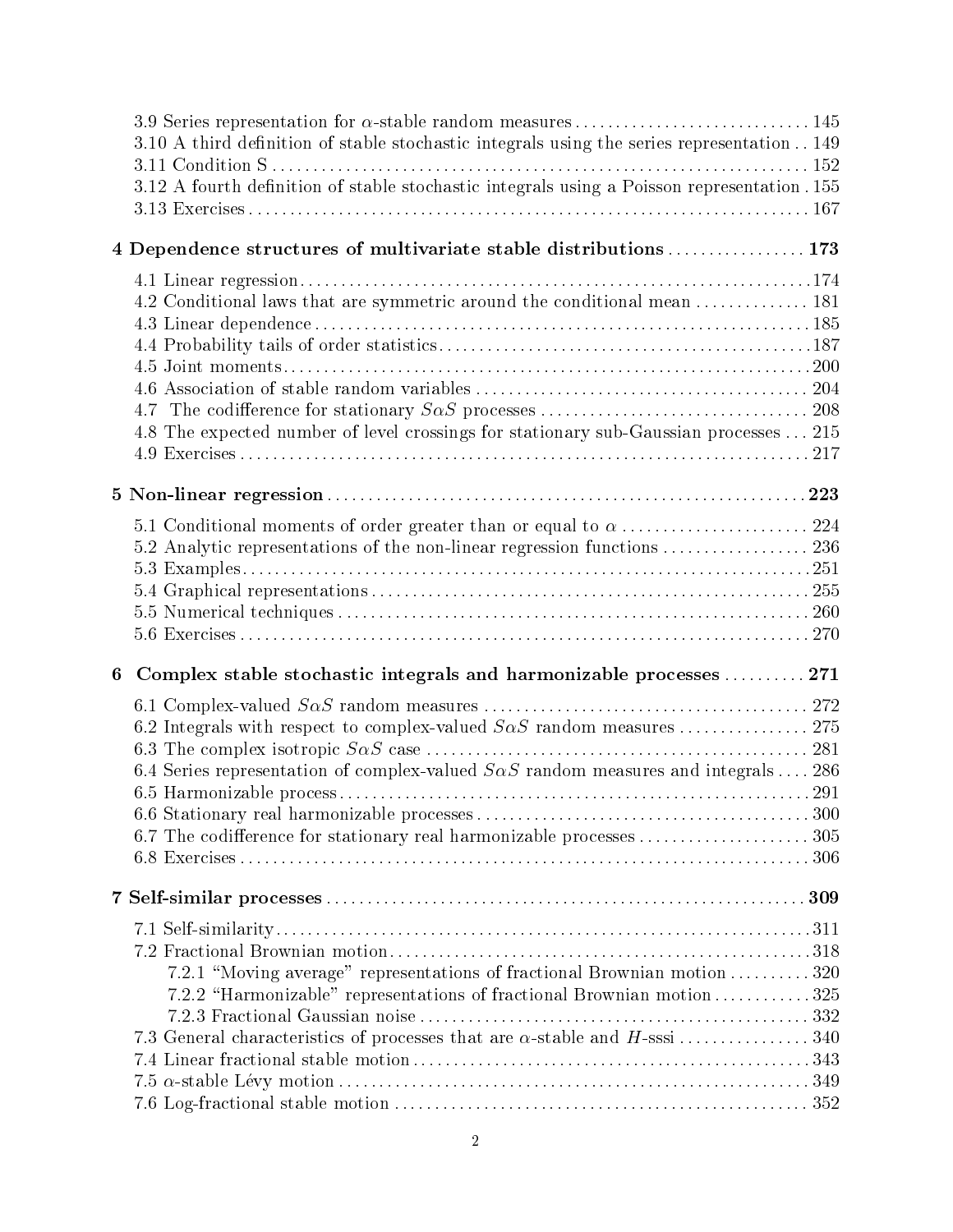3.9 Series representation for $\alpha$-stable random measures . . . . . . . . . . . . . . . . . . . . . . . . . . . . . 145
3.10 A third definition of stable stochastic integrals using the series representation . . 149
3.11 Condition S . . . . . . . . . . . . . . . . . . . . . . . . . . . . . . . . . . . . . . . . . . . . . . . . . . . . . . . . . . . . . . . . . 152
3.12 A fourth definition of stable stochastic integrals using a Poisson representation . 155
3.13 Exercises . . . . . . . . . . . . . . . . . . . . . . . . . . . . . . . . . . . . . . . . . . . . . . . . . . . . . . . . . . . . . . . . . . 167

**4 Dependence structures of multivariate stable distributions . . . . . . . . . . . . . . . . . 173**

4.1 Linear regression . . . . . . . . . . . . . . . . . . . . . . . . . . . . . . . . . . . . . . . . . . . . . . . . . . . . . . . . . . . 174
4.2 Conditional laws that are symmetric around the conditional mean . . . . . . . . . . . . . 181
4.3 Linear dependence . . . . . . . . . . . . . . . . . . . . . . . . . . . . . . . . . . . . . . . . . . . . . . . . . . . . . . . . . 185
4.4 Probability tails of order statistics . . . . . . . . . . . . . . . . . . . . . . . . . . . . . . . . . . . . . . . . . . . . 187
4.5 Joint moments . . . . . . . . . . . . . . . . . . . . . . . . . . . . . . . . . . . . . . . . . . . . . . . . . . . . . . . . . . . . . . 200
4.6 Association of stable random variables . . . . . . . . . . . . . . . . . . . . . . . . . . . . . . . . . . . . . . . . 204
4.7 The codifference for stationary $S\alpha S$ processes . . . . . . . . . . . . . . . . . . . . . . . . . . . . . . . . 208
4.8 The expected number of level crossings for stationary sub-Gaussian processes . . . 215
4.9 Exercises . . . . . . . . . . . . . . . . . . . . . . . . . . . . . . . . . . . . . . . . . . . . . . . . . . . . . . . . . . . . . . . . . . . 217

**5 Non-linear regression . . . . . . . . . . . . . . . . . . . . . . . . . . . . . . . . . . . . . . . . . . . . . . . . . . . . . . . . . 223**

5.1 Conditional moments of order greater than or equal to $\alpha$ . . . . . . . . . . . . . . . . . . . . . . 224
5.2 Analytic representations of the non-linear regression functions . . . . . . . . . . . . . . . . . 236
5.3 Examples . . . . . . . . . . . . . . . . . . . . . . . . . . . . . . . . . . . . . . . . . . . . . . . . . . . . . . . . . . . . . . . . . . 251
5.4 Graphical representations . . . . . . . . . . . . . . . . . . . . . . . . . . . . . . . . . . . . . . . . . . . . . . . . . . . . 255
5.5 Numerical techniques . . . . . . . . . . . . . . . . . . . . . . . . . . . . . . . . . . . . . . . . . . . . . . . . . . . . . . . . 260
5.6 Exercises . . . . . . . . . . . . . . . . . . . . . . . . . . . . . . . . . . . . . . . . . . . . . . . . . . . . . . . . . . . . . . . . . . . 270

**6 Complex stable stochastic integrals and harmonizable processes . . . . . . . . . . 271**

6.1 Complex-valued $S\alpha S$ random measures . . . . . . . . . . . . . . . . . . . . . . . . . . . . . . . . . . . . . . . 272
6.2 Integrals with respect to complex-valued $S\alpha S$ random measures . . . . . . . . . . . . . . . . 275
6.3 The complex isotropic $S\alpha S$ case . . . . . . . . . . . . . . . . . . . . . . . . . . . . . . . . . . . . . . . . . . . . . . 281
6.4 Series representation of complex-valued $S\alpha S$ random measures and integrals . . . . 286
6.5 Harmonizable process . . . . . . . . . . . . . . . . . . . . . . . . . . . . . . . . . . . . . . . . . . . . . . . . . . . . . . . . 291
6.6 Stationary real harmonizable processes . . . . . . . . . . . . . . . . . . . . . . . . . . . . . . . . . . . . . . . . 300
6.7 The codifference for stationary real harmonizable processes . . . . . . . . . . . . . . . . . . . . . 305
6.8 Exercises . . . . . . . . . . . . . . . . . . . . . . . . . . . . . . . . . . . . . . . . . . . . . . . . . . . . . . . . . . . . . . . . . . . 306

**7 Self-similar processes . . . . . . . . . . . . . . . . . . . . . . . . . . . . . . . . . . . . . . . . . . . . . . . . . . . . . . . . . . 309**

7.1 Self-similarity . . . . . . . . . . . . . . . . . . . . . . . . . . . . . . . . . . . . . . . . . . . . . . . . . . . . . . . . . . . . . . . . 311
7.2 Fractional Brownian motion . . . . . . . . . . . . . . . . . . . . . . . . . . . . . . . . . . . . . . . . . . . . . . . . . . . 318
    7.2.1 "Moving average" representations of fractional Brownian motion . . . . . . . . . . 320
    7.2.2 "Harmonizable" representations of fractional Brownian motion . . . . . . . . . . . . 325
    7.2.3 Fractional Gaussian noise . . . . . . . . . . . . . . . . . . . . . . . . . . . . . . . . . . . . . . . . . . . . . . . . 332
7.3 General characteristics of processes that are $\alpha$-stable and $H$-sssi . . . . . . . . . . . . . . . . 340
7.4 Linear fractional stable motion . . . . . . . . . . . . . . . . . . . . . . . . . . . . . . . . . . . . . . . . . . . . . . . . 343
7.5 $\alpha$-stable Lévy motion . . . . . . . . . . . . . . . . . . . . . . . . . . . . . . . . . . . . . . . . . . . . . . . . . . . . . . . . 349
7.6 Log-fractional stable motion . . . . . . . . . . . . . . . . . . . . . . . . . . . . . . . . . . . . . . . . . . . . . . . . . . 352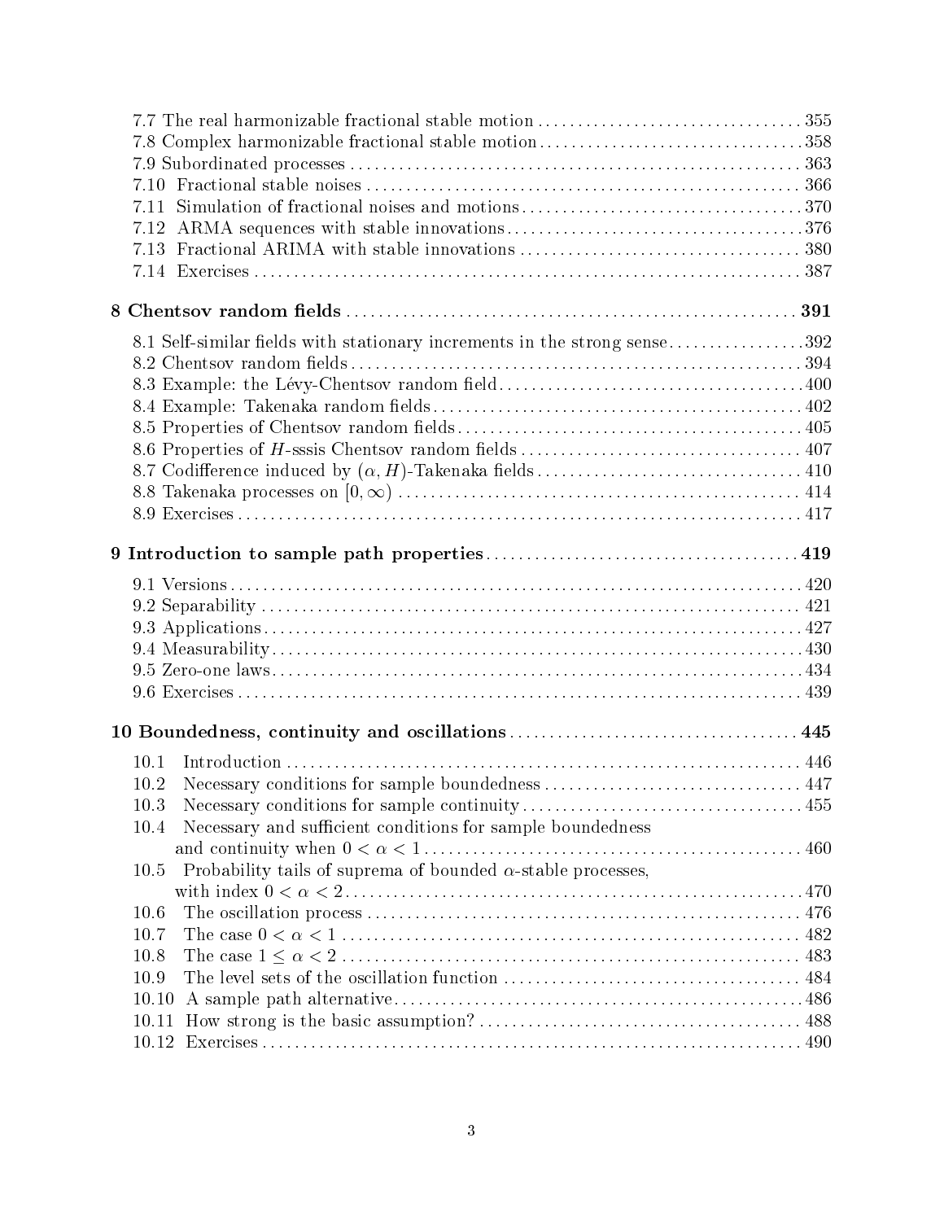7.7 The real harmonizable fractional stable motion . . . 355
7.8 Complex harmonizable fractional stable motion . . . 358
7.9 Subordinated processes . . . 363
7.10 Fractional stable noises . . . 366
7.11 Simulation of fractional noises and motions . . . 370
7.12 ARMA sequences with stable innovations . . . 376
7.13 Fractional ARIMA with stable innovations . . . 380
7.14 Exercises . . . 387

**8 Chentsov random fields . . . 391**

8.1 Self-similar fields with stationary increments in the strong sense . . . 392
8.2 Chentsov random fields . . . 394
8.3 Example: the Lévy-Chentsov random field . . . 400
8.4 Example: Takenaka random fields . . . 402
8.5 Properties of Chentsov random fields . . . 405
8.6 Properties of $H$-sssis Chentsov random fields . . . 407
8.7 Codifference induced by $(\alpha, H)$-Takenaka fields . . . 410
8.8 Takenaka processes on $[0, \infty)$ . . . 414
8.9 Exercises . . . 417

**9 Introduction to sample path properties . . . 419**

9.1 Versions . . . 420
9.2 Separability . . . 421
9.3 Applications . . . 427
9.4 Measurability . . . 430
9.5 Zero-one laws . . . 434
9.6 Exercises . . . 439

**10 Boundedness, continuity and oscillations . . . 445**

10.1 Introduction . . . 446
10.2 Necessary conditions for sample boundedness . . . 447
10.3 Necessary conditions for sample continuity . . . 455
10.4 Necessary and sufficient conditions for sample boundedness and continuity when $0 < \alpha < 1$ . . . 460
10.5 Probability tails of suprema of bounded $\alpha$-stable processes, with index $0 < \alpha < 2$ . . . 470
10.6 The oscillation process . . . 476
10.7 The case $0 < \alpha < 1$ . . . 482
10.8 The case $1 \leq \alpha < 2$ . . . 483
10.9 The level sets of the oscillation function . . . 484
10.10 A sample path alternative . . . 486
10.11 How strong is the basic assumption? . . . 488
10.12 Exercises . . . 490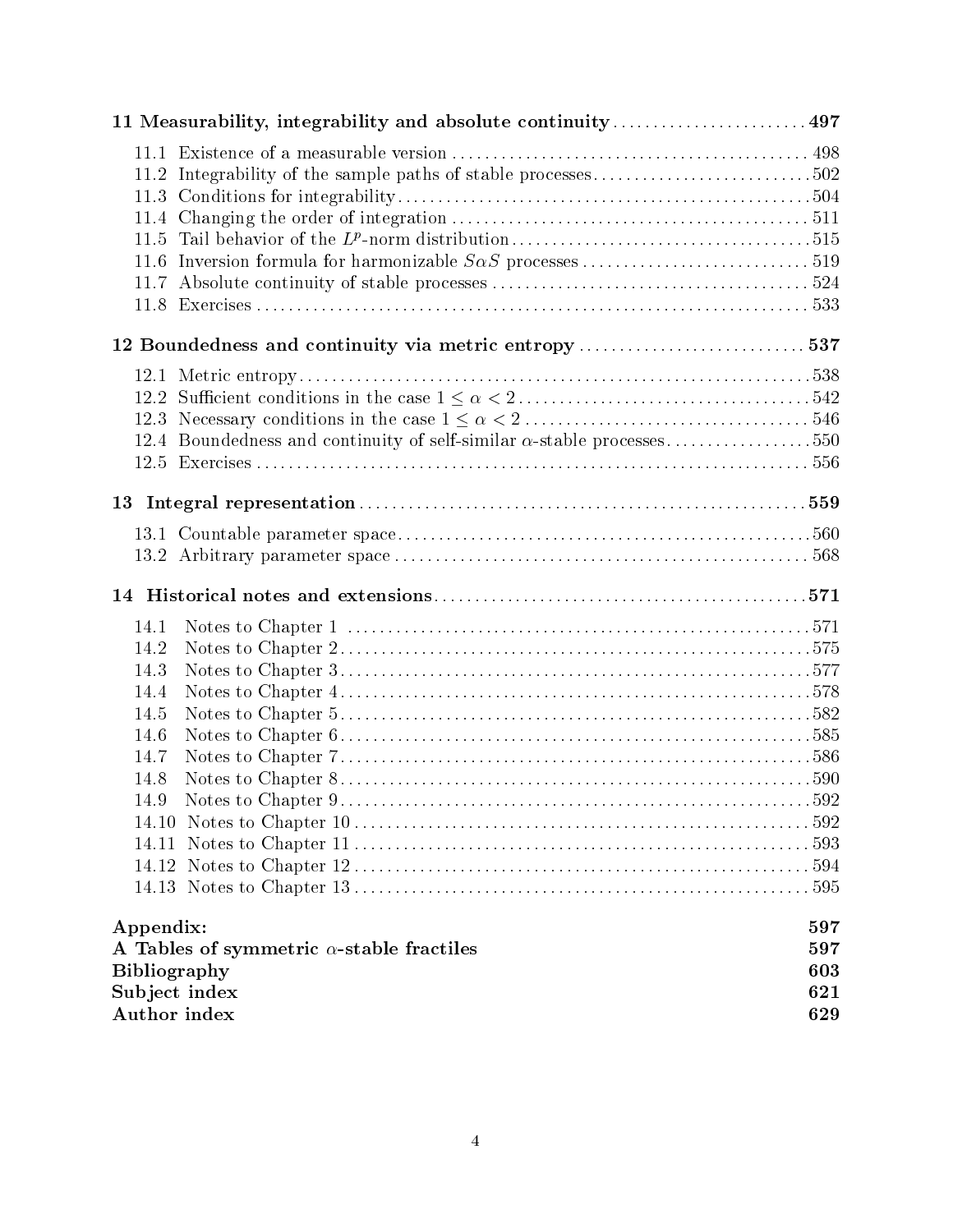**11 Measurability, integrability and absolute continuity** ........ **497**

- 11.1 Existence of a measurable version ........ 498
- 11.2 Integrability of the sample paths of stable processes ........ 502
- 11.3 Conditions for integrability ........ 504
- 11.4 Changing the order of integration ........ 511
- 11.5 Tail behavior of the $L^p$-norm distribution ........ 515
- 11.6 Inversion formula for harmonizable $S\alpha S$ processes ........ 519
- 11.7 Absolute continuity of stable processes ........ 524
- 11.8 Exercises ........ 533

**12 Boundedness and continuity via metric entropy** ........ **537**

- 12.1 Metric entropy ........ 538
- 12.2 Sufficient conditions in the case $1 \leq \alpha < 2$ ........ 542
- 12.3 Necessary conditions in the case $1 \leq \alpha < 2$ ........ 546
- 12.4 Boundedness and continuity of self-similar $\alpha$-stable processes ........ 550
- 12.5 Exercises ........ 556

**13 Integral representation** ........ **559**

- 13.1 Countable parameter space ........ 560
- 13.2 Arbitrary parameter space ........ 568

**14 Historical notes and extensions** ........ **571**

- 14.1 Notes to Chapter 1 ........ 571
- 14.2 Notes to Chapter 2 ........ 575
- 14.3 Notes to Chapter 3 ........ 577
- 14.4 Notes to Chapter 4 ........ 578
- 14.5 Notes to Chapter 5 ........ 582
- 14.6 Notes to Chapter 6 ........ 585
- 14.7 Notes to Chapter 7 ........ 586
- 14.8 Notes to Chapter 8 ........ 590
- 14.9 Notes to Chapter 9 ........ 592
- 14.10 Notes to Chapter 10 ........ 592
- 14.11 Notes to Chapter 11 ........ 593
- 14.12 Notes to Chapter 12 ........ 594
- 14.13 Notes to Chapter 13 ........ 595

**Appendix:** **597**

**A Tables of symmetric $\alpha$-stable fractiles** **597**

**Bibliography** **603**

**Subject index** **621**

**Author index** **629**